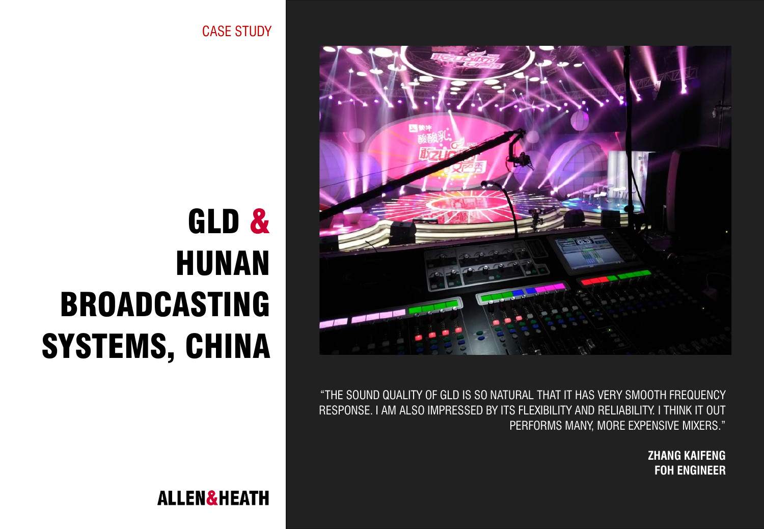CASE STUDY

# GLD & HUNAN BROADCASTING SYSTEMS, CHINA

ALLEN&HEATH

"THE SOUND QUALITY OF GLD IS SO NATURAL THAT IT HAS VERY SMOOTH FREQUENCY RESPONSE. I AM ALSO IMPRESSED BY ITS FLEXIBILITY AND RELIABILITY. I THINK IT OUT PERFORMS MANY, MORE EXPENSIVE MIXERS."

**ZHANG KAIFENG**
**FOH ENGINEER**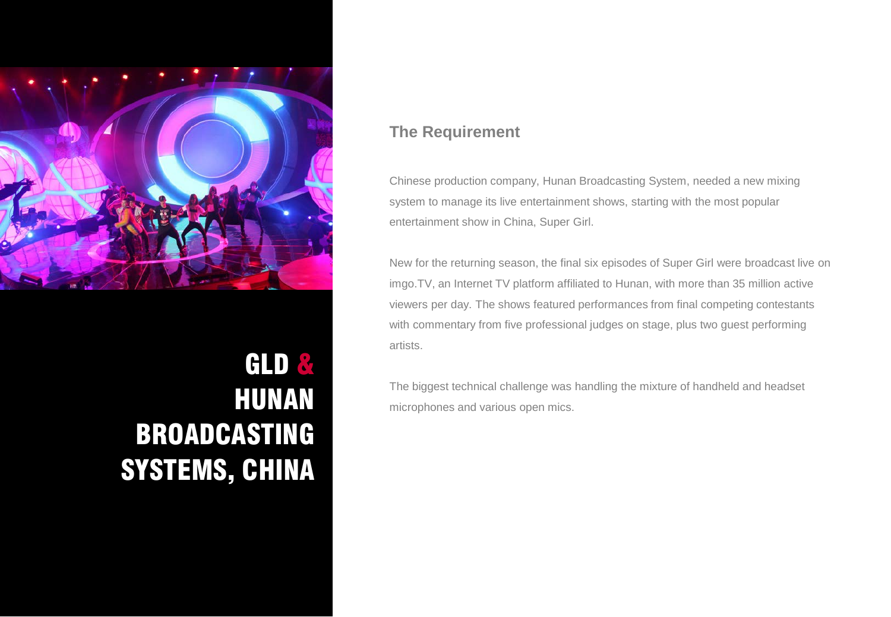# GLD & HUNAN BROADCASTING SYSTEMS, CHINA

## The Requirement

Chinese production company, Hunan Broadcasting System, needed a new mixing system to manage its live entertainment shows, starting with the most popular entertainment show in China, Super Girl.

New for the returning season, the final six episodes of Super Girl were broadcast live on imgo.TV, an Internet TV platform affiliated to Hunan, with more than 35 million active viewers per day. The shows featured performances from final competing contestants with commentary from five professional judges on stage, plus two guest performing artists.

The biggest technical challenge was handling the mixture of handheld and headset microphones and various open mics.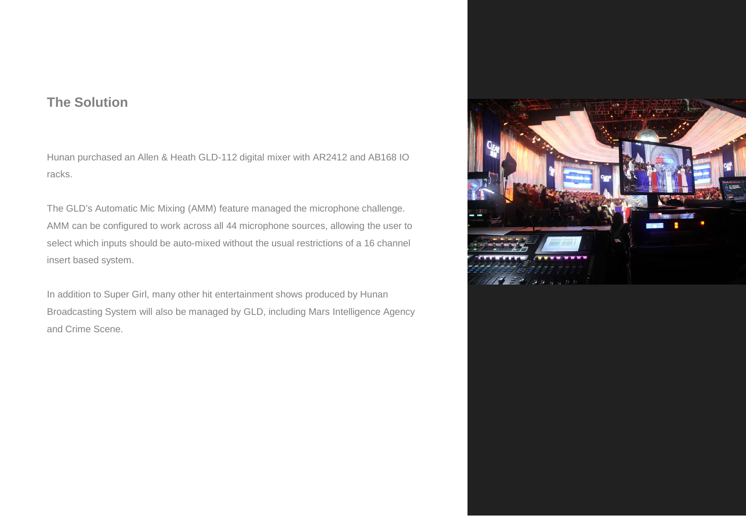## The Solution

Hunan purchased an Allen & Heath GLD-112 digital mixer with AR2412 and AB168 IO racks.

The GLD's Automatic Mic Mixing (AMM) feature managed the microphone challenge. AMM can be configured to work across all 44 microphone sources, allowing the user to select which inputs should be auto-mixed without the usual restrictions of a 16 channel insert based system.

In addition to Super Girl, many other hit entertainment shows produced by Hunan Broadcasting System will also be managed by GLD, including Mars Intelligence Agency and Crime Scene.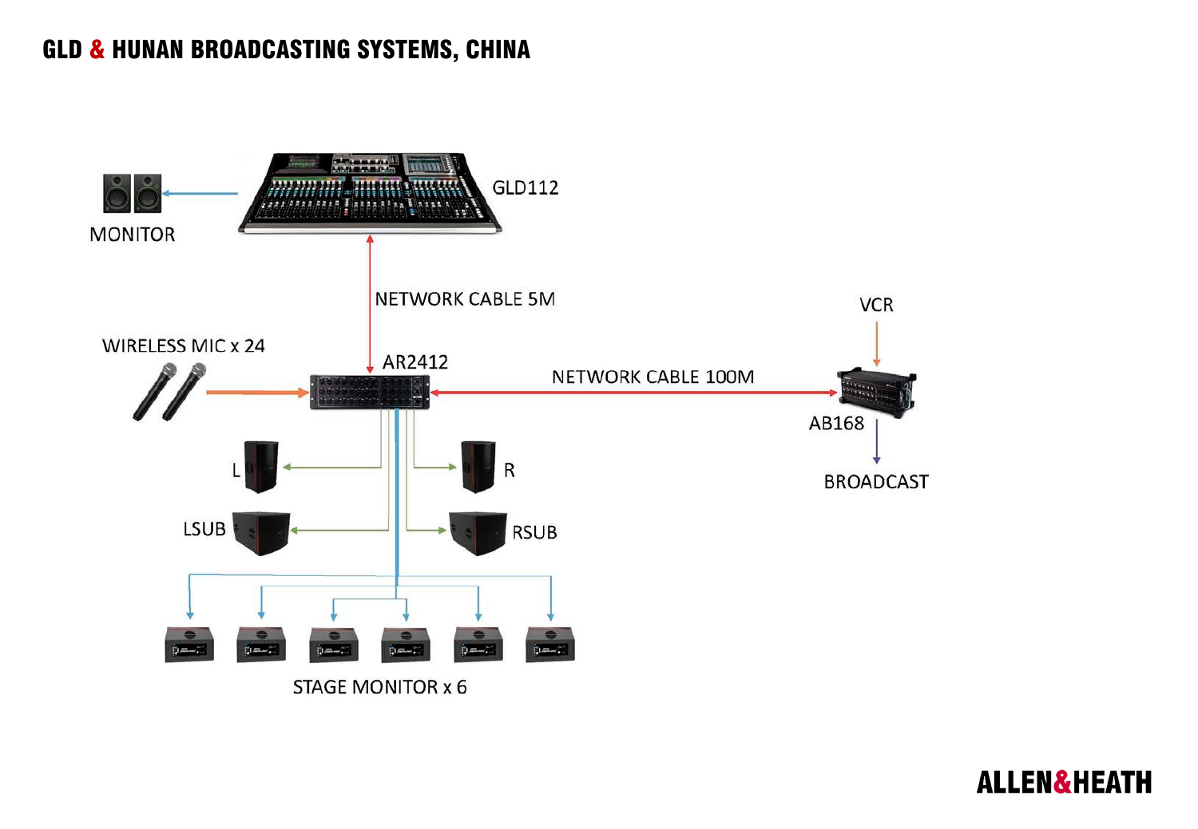# GLD & HUNAN BROADCASTING SYSTEMS, CHINA

MONITOR

GLD112

NETWORK CABLE 5M

WIRELESS MIC x 24

AR2412

NETWORK CABLE 100M

VCR

AB168

BROADCAST

L

R

LSUB

RSUB

STAGE MONITOR x 6